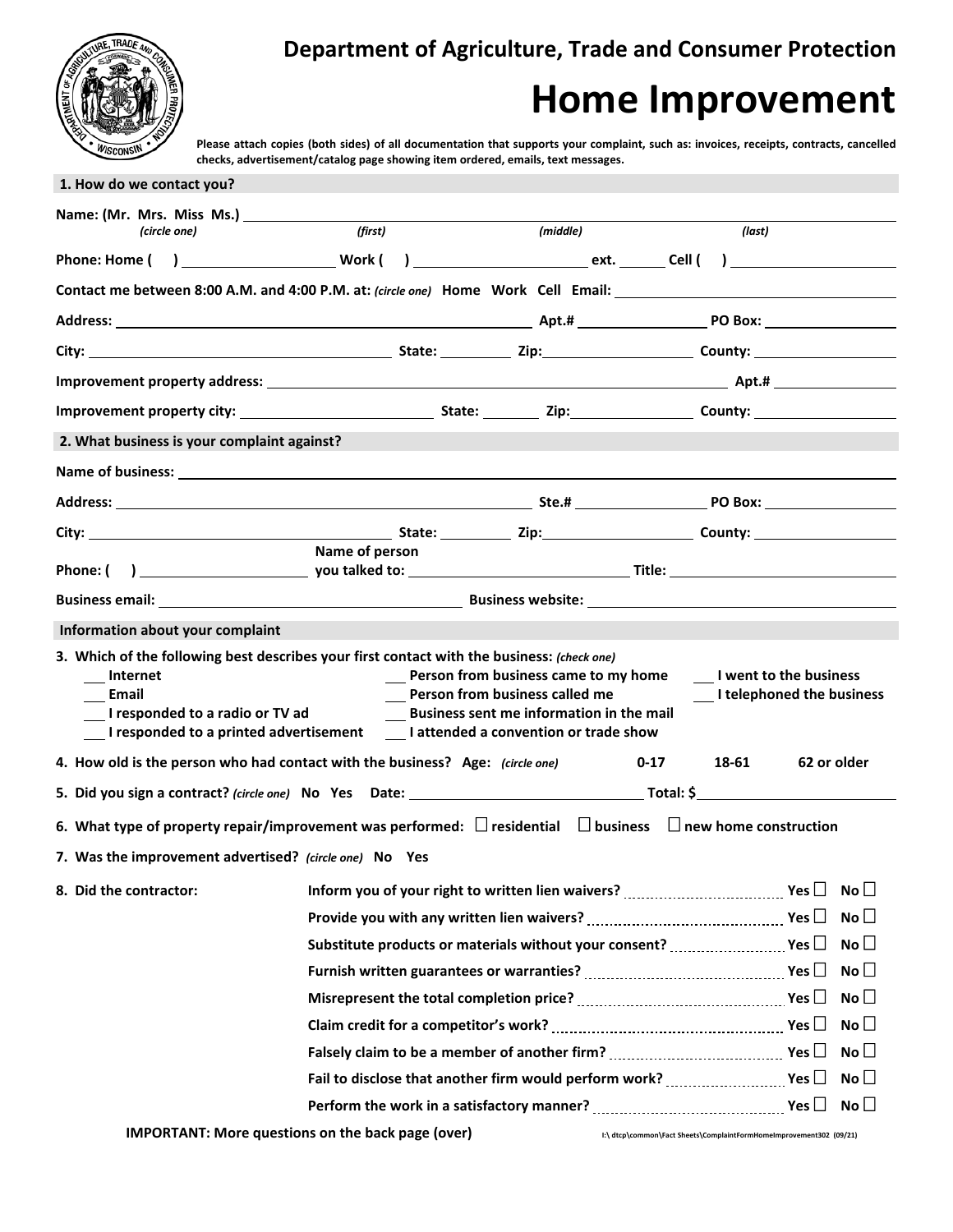## Department of Agriculture, Trade and Consumer Protection

# Home Improvement

**Please attach copies (both sides) of all documentation that supports your complaint, such as: invoices, receipts, contracts, cancelled checks, advertisement/catalog page showing item ordered, emails, text messages.**

### 1. How do we contact you?

**Name: (Mr. Mrs. Miss Ms.)** ______________________________________________
*(circle one)* *(first)* *(middle)* *(last)*

**Phone: Home (    )** ______________ **Work (    )** ______________ **ext.** ______ **Cell (    )** ______________

**Contact me between 8:00 A.M. and 4:00 P.M. at:** *(circle one)* **Home Work Cell Email:** ______________

**Address:** ______________________ **Apt.#** ______________ **PO Box:** ______________

**City:** ______________________ **State:** ________ **Zip:** ______________ **County:** ______________

**Improvement property address:** ______________________________________ **Apt.#** ______________

**Improvement property city:** ______________ **State:** ________ **Zip:** ______________ **County:** ______________

### 2. What business is your complaint against?

**Name of business:** ______________________________________________

**Address:** ______________________ **Ste.#** ______________ **PO Box:** ______________

**City:** ______________________ **State:** ________ **Zip:** ______________ **County:** ______________

**Phone: (    )** ______________ **Name of person you talked to:** ______________ **Title:** ______________

**Business email:** ______________________ **Business website:** ______________________

### Information about your complaint

**3. Which of the following best describes your first contact with the business:** *(check one)*

- ___ Internet
- ___ Email
- ___ I responded to a radio or TV ad
- ___ I responded to a printed advertisement
- ___ Person from business came to my home
- ___ Person from business called me
- ___ Business sent me information in the mail
- ___ I attended a convention or trade show
- ___ I went to the business
- ___ I telephoned the business

**4. How old is the person who had contact with the business? Age:** *(circle one)* **0-17 18-61 62 or older**

**5. Did you sign a contract?** *(circle one)* **No Yes Date:** ______________ **Total: $** ______________

**6. What type of property repair/improvement was performed:** ☐ **residential** ☐ **business** ☐ **new home construction**

**7. Was the improvement advertised?** *(circle one)* **No Yes**

**8. Did the contractor:**

| | | |
|---|---|---|
| Inform you of your right to written lien waivers? | Yes ☐ | No ☐ |
| Provide you with any written lien waivers? | Yes ☐ | No ☐ |
| Substitute products or materials without your consent? | Yes ☐ | No ☐ |
| Furnish written guarantees or warranties? | Yes ☐ | No ☐ |
| Misrepresent the total completion price? | Yes ☐ | No ☐ |
| Claim credit for a competitor's work? | Yes ☐ | No ☐ |
| Falsely claim to be a member of another firm? | Yes ☐ | No ☐ |
| Fail to disclose that another firm would perform work? | Yes ☐ | No ☐ |
| Perform the work in a satisfactory manner? | Yes ☐ | No ☐ |

**IMPORTANT: More questions on the back page (over)**

I:\ dtcp\common\Fact Sheets\ComplaintFormHomeImprovement302 (09/21)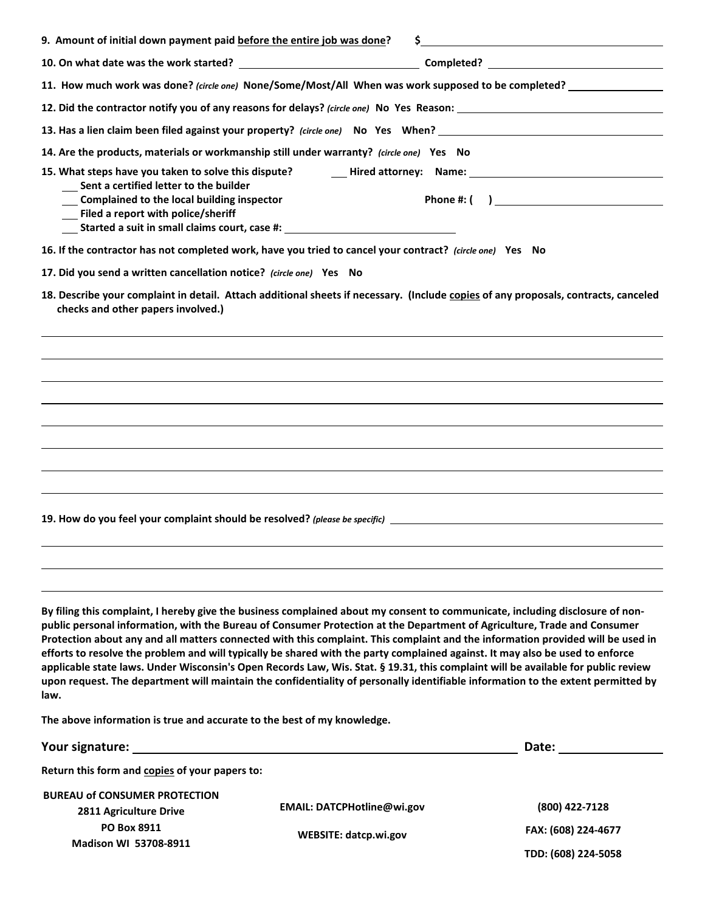**9. Amount of initial down payment paid before the entire job was done? $\_\_\_\_\_\_\_\_\_\_\_\_\_\_\_\_\_\_\_\_**

**10. On what date was the work started? \_\_\_\_\_\_\_\_\_\_\_\_\_\_\_\_ Completed? \_\_\_\_\_\_\_\_\_\_\_\_\_\_\_\_**

**11. How much work was done?** *(circle one)* **None/Some/Most/All When was work supposed to be completed? \_\_\_\_\_\_\_\_\_\_\_\_\_\_\_\_**

**12. Did the contractor notify you of any reasons for delays?** *(circle one)* **No Yes Reason: \_\_\_\_\_\_\_\_\_\_\_\_\_\_\_\_**

**13. Has a lien claim been filed against your property?** *(circle one)* **No Yes When? \_\_\_\_\_\_\_\_\_\_\_\_\_\_\_\_**

**14. Are the products, materials or workmanship still under warranty?** *(circle one)* **Yes No**

**15. What steps have you taken to solve this dispute?**

- \_\_\_ **Hired attorney: Name: \_\_\_\_\_\_\_\_\_\_\_\_\_\_\_\_ Phone #: ( ) \_\_\_\_\_\_\_\_\_\_\_\_\_\_\_\_**
- \_\_\_ **Sent a certified letter to the builder**
- \_\_\_ **Complained to the local building inspector**
- \_\_\_ **Filed a report with police/sheriff**
- \_\_\_ **Started a suit in small claims court, case #: \_\_\_\_\_\_\_\_\_\_\_\_\_\_\_\_**

**16. If the contractor has not completed work, have you tried to cancel your contract?** *(circle one)* **Yes No**

**17. Did you send a written cancellation notice?** *(circle one)* **Yes No**

**18. Describe your complaint in detail. Attach additional sheets if necessary. (Include copies of any proposals, contracts, canceled checks and other papers involved.)**

\_\_\_\_\_\_\_\_\_\_\_\_\_\_\_\_\_\_\_\_\_\_\_\_\_\_\_\_\_\_\_\_\_\_\_\_\_\_\_\_\_\_\_\_\_\_\_\_\_\_\_\_\_\_\_\_\_\_\_\_\_\_\_\_\_\_\_\_\_\_\_\_\_\_\_\_\_\_\_\_

\_\_\_\_\_\_\_\_\_\_\_\_\_\_\_\_\_\_\_\_\_\_\_\_\_\_\_\_\_\_\_\_\_\_\_\_\_\_\_\_\_\_\_\_\_\_\_\_\_\_\_\_\_\_\_\_\_\_\_\_\_\_\_\_\_\_\_\_\_\_\_\_\_\_\_\_\_\_\_\_

\_\_\_\_\_\_\_\_\_\_\_\_\_\_\_\_\_\_\_\_\_\_\_\_\_\_\_\_\_\_\_\_\_\_\_\_\_\_\_\_\_\_\_\_\_\_\_\_\_\_\_\_\_\_\_\_\_\_\_\_\_\_\_\_\_\_\_\_\_\_\_\_\_\_\_\_\_\_\_\_

\_\_\_\_\_\_\_\_\_\_\_\_\_\_\_\_\_\_\_\_\_\_\_\_\_\_\_\_\_\_\_\_\_\_\_\_\_\_\_\_\_\_\_\_\_\_\_\_\_\_\_\_\_\_\_\_\_\_\_\_\_\_\_\_\_\_\_\_\_\_\_\_\_\_\_\_\_\_\_\_

\_\_\_\_\_\_\_\_\_\_\_\_\_\_\_\_\_\_\_\_\_\_\_\_\_\_\_\_\_\_\_\_\_\_\_\_\_\_\_\_\_\_\_\_\_\_\_\_\_\_\_\_\_\_\_\_\_\_\_\_\_\_\_\_\_\_\_\_\_\_\_\_\_\_\_\_\_\_\_\_

\_\_\_\_\_\_\_\_\_\_\_\_\_\_\_\_\_\_\_\_\_\_\_\_\_\_\_\_\_\_\_\_\_\_\_\_\_\_\_\_\_\_\_\_\_\_\_\_\_\_\_\_\_\_\_\_\_\_\_\_\_\_\_\_\_\_\_\_\_\_\_\_\_\_\_\_\_\_\_\_

\_\_\_\_\_\_\_\_\_\_\_\_\_\_\_\_\_\_\_\_\_\_\_\_\_\_\_\_\_\_\_\_\_\_\_\_\_\_\_\_\_\_\_\_\_\_\_\_\_\_\_\_\_\_\_\_\_\_\_\_\_\_\_\_\_\_\_\_\_\_\_\_\_\_\_\_\_\_\_\_

\_\_\_\_\_\_\_\_\_\_\_\_\_\_\_\_\_\_\_\_\_\_\_\_\_\_\_\_\_\_\_\_\_\_\_\_\_\_\_\_\_\_\_\_\_\_\_\_\_\_\_\_\_\_\_\_\_\_\_\_\_\_\_\_\_\_\_\_\_\_\_\_\_\_\_\_\_\_\_\_

**19. How do you feel your complaint should be resolved?** *(please be specific)* \_\_\_\_\_\_\_\_\_\_\_\_\_\_\_\_\_\_\_\_\_\_\_\_\_\_\_\_\_\_\_\_

\_\_\_\_\_\_\_\_\_\_\_\_\_\_\_\_\_\_\_\_\_\_\_\_\_\_\_\_\_\_\_\_\_\_\_\_\_\_\_\_\_\_\_\_\_\_\_\_\_\_\_\_\_\_\_\_\_\_\_\_\_\_\_\_\_\_\_\_\_\_\_\_\_\_\_\_\_\_\_\_

\_\_\_\_\_\_\_\_\_\_\_\_\_\_\_\_\_\_\_\_\_\_\_\_\_\_\_\_\_\_\_\_\_\_\_\_\_\_\_\_\_\_\_\_\_\_\_\_\_\_\_\_\_\_\_\_\_\_\_\_\_\_\_\_\_\_\_\_\_\_\_\_\_\_\_\_\_\_\_\_

\_\_\_\_\_\_\_\_\_\_\_\_\_\_\_\_\_\_\_\_\_\_\_\_\_\_\_\_\_\_\_\_\_\_\_\_\_\_\_\_\_\_\_\_\_\_\_\_\_\_\_\_\_\_\_\_\_\_\_\_\_\_\_\_\_\_\_\_\_\_\_\_\_\_\_\_\_\_\_\_

**By filing this complaint, I hereby give the business complained about my consent to communicate, including disclosure of non-public personal information, with the Bureau of Consumer Protection at the Department of Agriculture, Trade and Consumer Protection about any and all matters connected with this complaint. This complaint and the information provided will be used in efforts to resolve the problem and will typically be shared with the party complained against. It may also be used to enforce applicable state laws. Under Wisconsin's Open Records Law, Wis. Stat. § 19.31, this complaint will be available for public review upon request. The department will maintain the confidentiality of personally identifiable information to the extent permitted by law.**

**The above information is true and accurate to the best of my knowledge.**

**Your signature: \_\_\_\_\_\_\_\_\_\_\_\_\_\_\_\_\_\_\_\_\_\_\_\_\_\_\_\_\_\_\_\_ Date: \_\_\_\_\_\_\_\_\_\_\_\_\_\_\_\_**

**Return this form and copies of your papers to:**

| | | |
|---|---|---|
| **BUREAU of CONSUMER PROTECTION**<br>**2811 Agriculture Drive**<br>**PO Box 8911**<br>**Madison WI 53708-8911** | **EMAIL: DATCPHotline@wi.gov**<br><br>**WEBSITE: datcp.wi.gov** | **(800) 422-7128**<br>**FAX: (608) 224-4677**<br>**TDD: (608) 224-5058** |